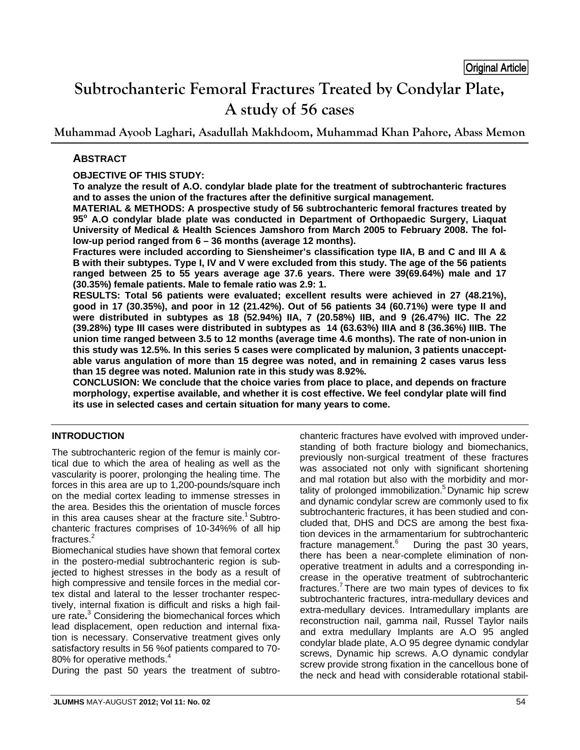Original Article

# Subtrochanteric Femoral Fractures Treated by Condylar Plate, A study of 56 cases

**Muhammad Ayoob Laghari, Asadullah Makhdoom, Muhammad Khan Pahore, Abass Memon**

## ABSTRACT

**OBJECTIVE OF THIS STUDY:**
**To analyze the result of A.O. condylar blade plate for the treatment of subtrochanteric fractures and to asses the union of the fractures after the definitive surgical management.**

**MATERIAL & METHODS: A prospective study of 56 subtrochanteric femoral fractures treated by 95$^{o}$ A.O condylar blade plate was conducted in Department of Orthopaedic Surgery, Liaquat University of Medical & Health Sciences Jamshoro from March 2005 to February 2008. The follow-up period ranged from 6 – 36 months (average 12 months).**

**Fractures were included according to Siensheimer's classification type IIA, B and C and III A & B with their subtypes. Type I, IV and V were excluded from this study. The age of the 56 patients ranged between 25 to 55 years average age 37.6 years. There were 39(69.64%) male and 17 (30.35%) female patients. Male to female ratio was 2.9: 1.**

**RESULTS: Total 56 patients were evaluated; excellent results were achieved in 27 (48.21%), good in 17 (30.35%), and poor in 12 (21.42%). Out of 56 patients 34 (60.71%) were type II and were distributed in subtypes as 18 (52.94%) IIA, 7 (20.58%) IIB, and 9 (26.47%) IIC. The 22 (39.28%) type III cases were distributed in subtypes as 14 (63.63%) IIIA and 8 (36.36%) IIIB. The union time ranged between 3.5 to 12 months (average time 4.6 months). The rate of non-union in this study was 12.5%. In this series 5 cases were complicated by malunion, 3 patients unacceptable varus angulation of more than 15 degree was noted, and in remaining 2 cases varus less than 15 degree was noted. Malunion rate in this study was 8.92%.**

**CONCLUSION: We conclude that the choice varies from place to place, and depends on fracture morphology, expertise available, and whether it is cost effective. We feel condylar plate will find its use in selected cases and certain situation for many years to come.**

## INTRODUCTION

The subtrochanteric region of the femur is mainly cortical due to which the area of healing as well as the vascularity is poorer, prolonging the healing time. The forces in this area are up to 1,200-pounds/square inch on the medial cortex leading to immense stresses in the area. Besides this the orientation of muscle forces in this area causes shear at the fracture site.[1] Subtrochanteric fractures comprises of 10-34%% of all hip fractures.[2]

Biomechanical studies have shown that femoral cortex in the postero-medial subtrochanteric region is subjected to highest stresses in the body as a result of high compressive and tensile forces in the medial cortex distal and lateral to the lesser trochanter respectively, internal fixation is difficult and risks a high failure rate**.**[3] Considering the biomechanical forces which lead displacement, open reduction and internal fixation is necessary. Conservative treatment gives only satisfactory results in 56 %of patients compared to 70-80% for operative methods.[4]

During the past 50 years the treatment of subtrochanteric fractures have evolved with improved understanding of both fracture biology and biomechanics, previously non-surgical treatment of these fractures was associated not only with significant shortening and mal rotation but also with the morbidity and mortality of prolonged immobilization.[5] Dynamic hip screw and dynamic condylar screw are commonly used to fix subtrochanteric fractures, it has been studied and concluded that, DHS and DCS are among the best fixation devices in the armamentarium for subtrochanteric fracture management.[6] During the past 30 years, there has been a near-complete elimination of non-operative treatment in adults and a corresponding increase in the operative treatment of subtrochanteric fractures.[7] There are two main types of devices to fix subtrochanteric fractures, intra-medullary devices and extra-medullary devices. Intramedullary implants are reconstruction nail, gamma nail, Russel Taylor nails and extra medullary Implants are A.O 95 angled condylar blade plate, A.O 95 degree dynamic condylar screws, Dynamic hip screws. A.O dynamic condylar screw provide strong fixation in the cancellous bone of the neck and head with considerable rotational stabil-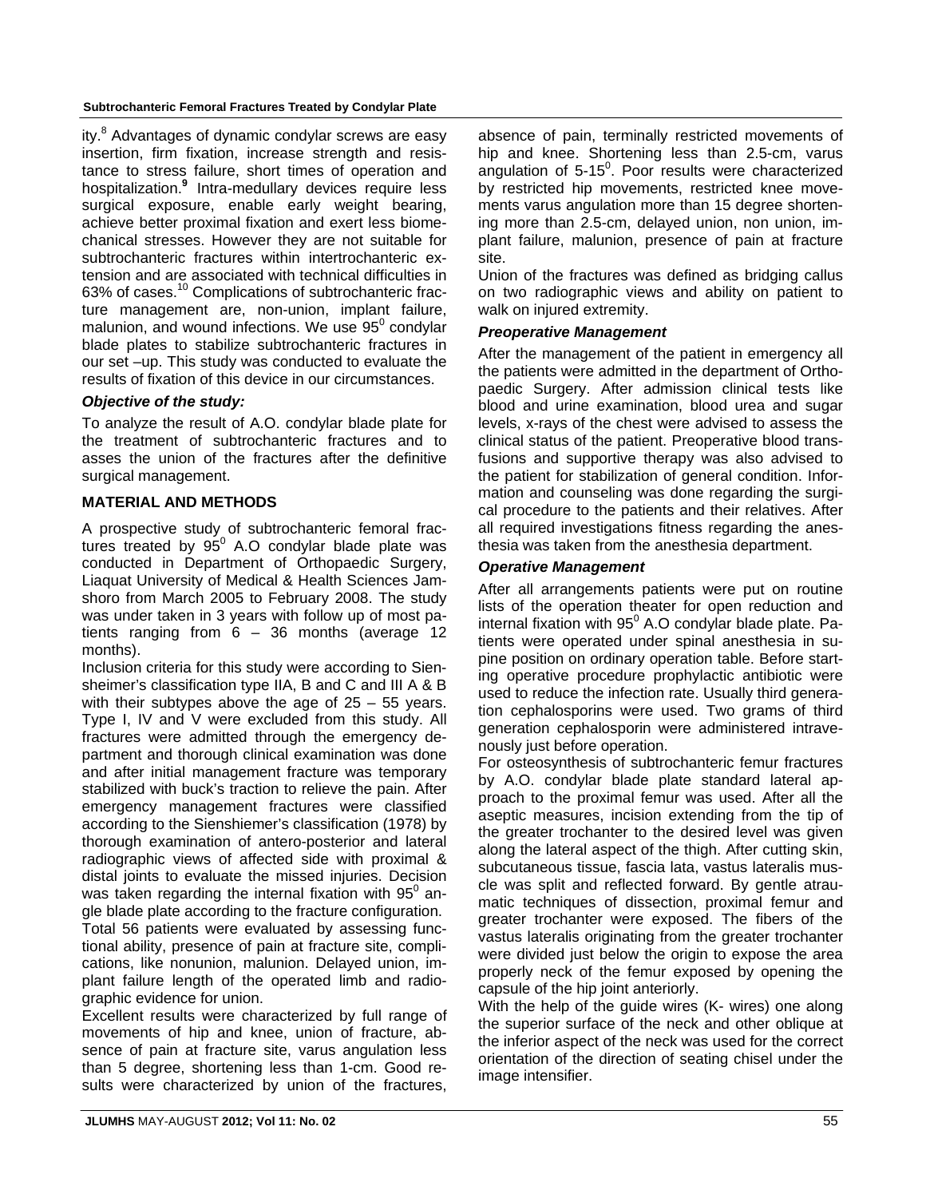ity.[8] Advantages of dynamic condylar screws are easy insertion, firm fixation, increase strength and resistance to stress failure, short times of operation and hospitalization.[9] Intra-medullary devices require less surgical exposure, enable early weight bearing, achieve better proximal fixation and exert less biomechanical stresses. However they are not suitable for subtrochanteric fractures within intertrochanteric extension and are associated with technical difficulties in 63% of cases.[10] Complications of subtrochanteric fracture management are, non-union, implant failure, malunion, and wound infections. We use $95^0$ condylar blade plates to stabilize subtrochanteric fractures in our set –up. This study was conducted to evaluate the results of fixation of this device in our circumstances.

### *Objective of the study:*

To analyze the result of A.O. condylar blade plate for the treatment of subtrochanteric fractures and to asses the union of the fractures after the definitive surgical management.

## MATERIAL AND METHODS

A prospective study of subtrochanteric femoral fractures treated by $95^0$ A.O condylar blade plate was conducted in Department of Orthopaedic Surgery, Liaquat University of Medical & Health Sciences Jamshoro from March 2005 to February 2008. The study was under taken in 3 years with follow up of most patients ranging from 6 – 36 months (average 12 months).

Inclusion criteria for this study were according to Siensheimer's classification type IIA, B and C and III A & B with their subtypes above the age of 25 – 55 years. Type I, IV and V were excluded from this study. All fractures were admitted through the emergency department and thorough clinical examination was done and after initial management fracture was temporary stabilized with buck's traction to relieve the pain. After emergency management fractures were classified according to the Sienshiemer's classification (1978) by thorough examination of antero-posterior and lateral radiographic views of affected side with proximal & distal joints to evaluate the missed injuries. Decision was taken regarding the internal fixation with $95^0$ angle blade plate according to the fracture configuration.

Total 56 patients were evaluated by assessing functional ability, presence of pain at fracture site, complications, like nonunion, malunion. Delayed union, implant failure length of the operated limb and radiographic evidence for union.

Excellent results were characterized by full range of movements of hip and knee, union of fracture, absence of pain at fracture site, varus angulation less than 5 degree, shortening less than 1-cm. Good results were characterized by union of the fractures, absence of pain, terminally restricted movements of hip and knee. Shortening less than 2.5-cm, varus angulation of 5-$15^0$. Poor results were characterized by restricted hip movements, restricted knee movements varus angulation more than 15 degree shortening more than 2.5-cm, delayed union, non union, implant failure, malunion, presence of pain at fracture site.

Union of the fractures was defined as bridging callus on two radiographic views and ability on patient to walk on injured extremity.

### *Preoperative Management*

After the management of the patient in emergency all the patients were admitted in the department of Orthopaedic Surgery. After admission clinical tests like blood and urine examination, blood urea and sugar levels, x-rays of the chest were advised to assess the clinical status of the patient. Preoperative blood transfusions and supportive therapy was also advised to the patient for stabilization of general condition. Information and counseling was done regarding the surgical procedure to the patients and their relatives. After all required investigations fitness regarding the anesthesia was taken from the anesthesia department.

### *Operative Management*

After all arrangements patients were put on routine lists of the operation theater for open reduction and internal fixation with $95^0$ A.O condylar blade plate. Patients were operated under spinal anesthesia in supine position on ordinary operation table. Before starting operative procedure prophylactic antibiotic were used to reduce the infection rate. Usually third generation cephalosporins were used. Two grams of third generation cephalosporin were administered intravenously just before operation.

For osteosynthesis of subtrochanteric femur fractures by A.O. condylar blade plate standard lateral approach to the proximal femur was used. After all the aseptic measures, incision extending from the tip of the greater trochanter to the desired level was given along the lateral aspect of the thigh. After cutting skin, subcutaneous tissue, fascia lata, vastus lateralis muscle was split and reflected forward. By gentle atraumatic techniques of dissection, proximal femur and greater trochanter were exposed. The fibers of the vastus lateralis originating from the greater trochanter were divided just below the origin to expose the area properly neck of the femur exposed by opening the capsule of the hip joint anteriorly.

With the help of the guide wires (K- wires) one along the superior surface of the neck and other oblique at the inferior aspect of the neck was used for the correct orientation of the direction of seating chisel under the image intensifier.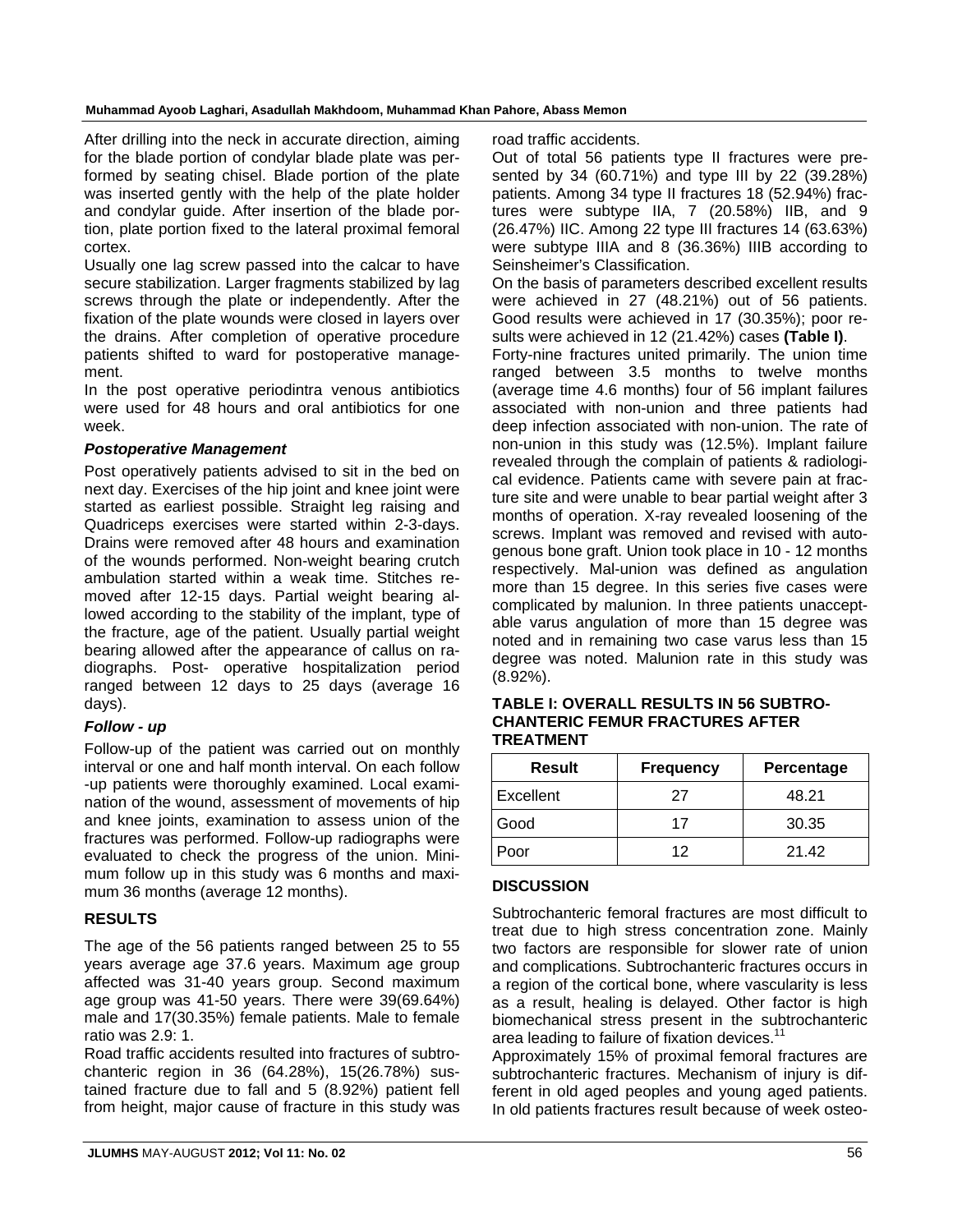After drilling into the neck in accurate direction, aiming for the blade portion of condylar blade plate was performed by seating chisel. Blade portion of the plate was inserted gently with the help of the plate holder and condylar guide. After insertion of the blade portion, plate portion fixed to the lateral proximal femoral cortex.

Usually one lag screw passed into the calcar to have secure stabilization. Larger fragments stabilized by lag screws through the plate or independently. After the fixation of the plate wounds were closed in layers over the drains. After completion of operative procedure patients shifted to ward for postoperative management.

In the post operative periodintra venous antibiotics were used for 48 hours and oral antibiotics for one week.

### *Postoperative Management*

Post operatively patients advised to sit in the bed on next day. Exercises of the hip joint and knee joint were started as earliest possible. Straight leg raising and Quadriceps exercises were started within 2-3-days. Drains were removed after 48 hours and examination of the wounds performed. Non-weight bearing crutch ambulation started within a weak time. Stitches removed after 12-15 days. Partial weight bearing allowed according to the stability of the implant, type of the fracture, age of the patient. Usually partial weight bearing allowed after the appearance of callus on radiographs. Post- operative hospitalization period ranged between 12 days to 25 days (average 16 days).

### *Follow - up*

Follow-up of the patient was carried out on monthly interval or one and half month interval. On each follow -up patients were thoroughly examined. Local examination of the wound, assessment of movements of hip and knee joints, examination to assess union of the fractures was performed. Follow-up radiographs were evaluated to check the progress of the union. Minimum follow up in this study was 6 months and maximum 36 months (average 12 months).

## RESULTS

The age of the 56 patients ranged between 25 to 55 years average age 37.6 years. Maximum age group affected was 31-40 years group. Second maximum age group was 41-50 years. There were 39(69.64%) male and 17(30.35%) female patients. Male to female ratio was 2.9: 1.

Road traffic accidents resulted into fractures of subtrochanteric region in 36 (64.28%), 15(26.78%) sustained fracture due to fall and 5 (8.92%) patient fell from height, major cause of fracture in this study was road traffic accidents.

Out of total 56 patients type II fractures were presented by 34 (60.71%) and type III by 22 (39.28%) patients. Among 34 type II fractures 18 (52.94%) fractures were subtype IIA, 7 (20.58%) IIB, and 9 (26.47%) IIC. Among 22 type III fractures 14 (63.63%) were subtype IIIA and 8 (36.36%) IIIB according to Seinsheimer's Classification.

On the basis of parameters described excellent results were achieved in 27 (48.21%) out of 56 patients. Good results were achieved in 17 (30.35%); poor results were achieved in 12 (21.42%) cases **(Table I)**.

Forty-nine fractures united primarily. The union time ranged between 3.5 months to twelve months (average time 4.6 months) four of 56 implant failures associated with non-union and three patients had deep infection associated with non-union. The rate of non-union in this study was (12.5%). Implant failure revealed through the complain of patients & radiological evidence. Patients came with severe pain at fracture site and were unable to bear partial weight after 3 months of operation. X-ray revealed loosening of the screws. Implant was removed and revised with autogenous bone graft. Union took place in 10 - 12 months respectively. Mal-union was defined as angulation more than 15 degree. In this series five cases were complicated by malunion. In three patients unacceptable varus angulation of more than 15 degree was noted and in remaining two case varus less than 15 degree was noted. Malunion rate in this study was (8.92%).

**TABLE I: OVERALL RESULTS IN 56 SUBTROCHANTERIC FEMUR FRACTURES AFTER TREATMENT**

| Result | Frequency | Percentage |
|---|---|---|
| Excellent | 27 | 48.21 |
| Good | 17 | 30.35 |
| Poor | 12 | 21.42 |

## DISCUSSION

Subtrochanteric femoral fractures are most difficult to treat due to high stress concentration zone. Mainly two factors are responsible for slower rate of union and complications. Subtrochanteric fractures occurs in a region of the cortical bone, where vascularity is less as a result, healing is delayed. Other factor is high biomechanical stress present in the subtrochanteric area leading to failure of fixation devices.[11]

Approximately 15% of proximal femoral fractures are subtrochanteric fractures. Mechanism of injury is different in old aged peoples and young aged patients. In old patients fractures result because of week osteo-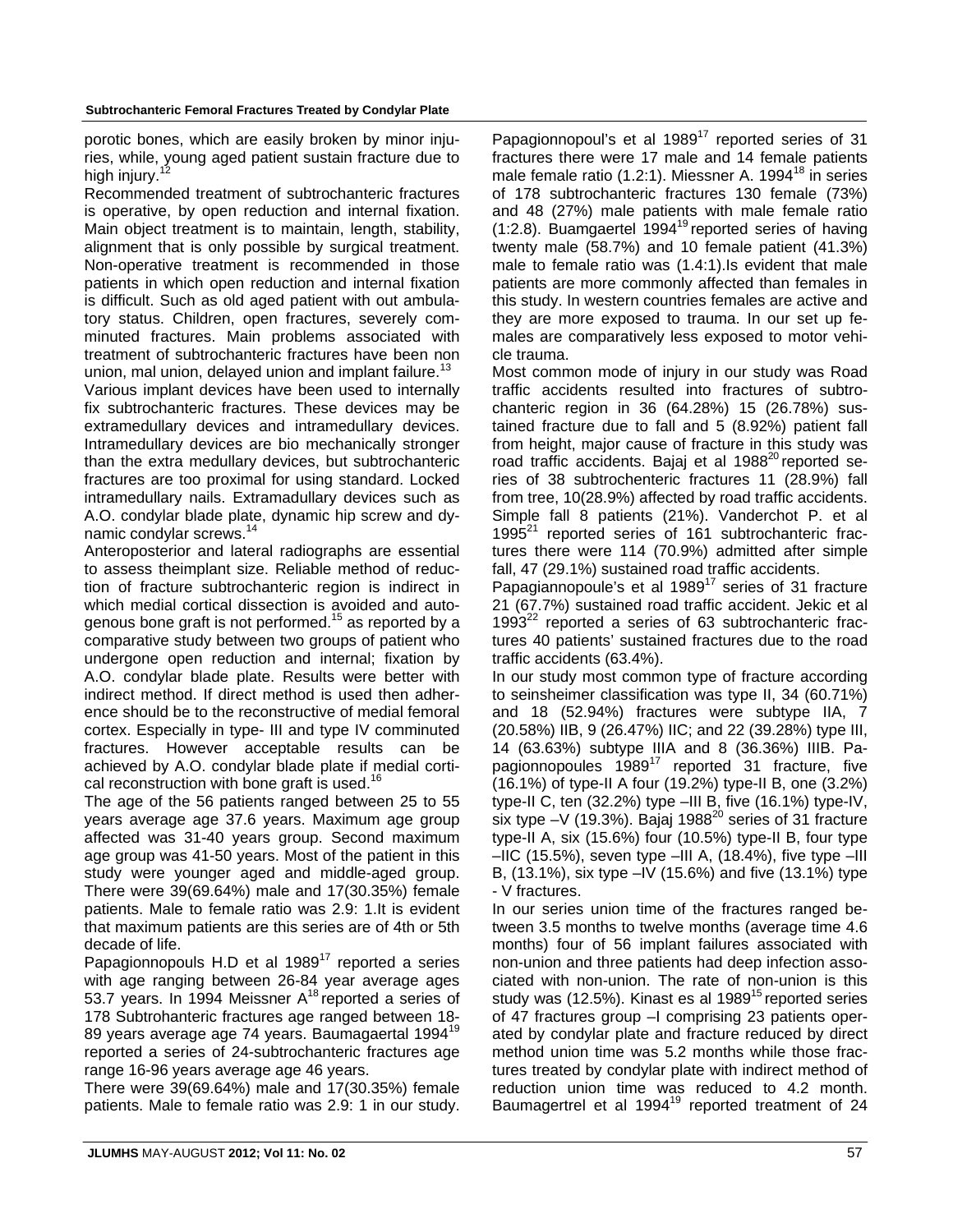porotic bones, which are easily broken by minor injuries, while, young aged patient sustain fracture due to high injury.[12]

Recommended treatment of subtrochanteric fractures is operative, by open reduction and internal fixation. Main object treatment is to maintain, length, stability, alignment that is only possible by surgical treatment. Non-operative treatment is recommended in those patients in which open reduction and internal fixation is difficult. Such as old aged patient with out ambulatory status. Children, open fractures, severely comminuted fractures. Main problems associated with treatment of subtrochanteric fractures have been non union, mal union, delayed union and implant failure.[13]

Various implant devices have been used to internally fix subtrochanteric fractures. These devices may be extramedullary devices and intramedullary devices. Intramedullary devices are bio mechanically stronger than the extra medullary devices, but subtrochanteric fractures are too proximal for using standard. Locked intramedullary nails. Extramadullary devices such as A.O. condylar blade plate, dynamic hip screw and dynamic condylar screws.[14]

Anteroposterior and lateral radiographs are essential to assess theimplant size. Reliable method of reduction of fracture subtrochanteric region is indirect in which medial cortical dissection is avoided and autogenous bone graft is not performed.[15] as reported by a comparative study between two groups of patient who undergone open reduction and internal; fixation by A.O. condylar blade plate. Results were better with indirect method. If direct method is used then adherence should be to the reconstructive of medial femoral cortex. Especially in type- III and type IV comminuted fractures. However acceptable results can be achieved by A.O. condylar blade plate if medial cortical reconstruction with bone graft is used.[16]

The age of the 56 patients ranged between 25 to 55 years average age 37.6 years. Maximum age group affected was 31-40 years group. Second maximum age group was 41-50 years. Most of the patient in this study were younger aged and middle-aged group. There were 39(69.64%) male and 17(30.35%) female patients. Male to female ratio was 2.9: 1.It is evident that maximum patients are this series are of 4th or 5th decade of life.

Papagionnopouls H.D et al 1989[17] reported a series with age ranging between 26-84 year average ages 53.7 years. In 1994 Meissner A[18] reported a series of 178 Subtrohanteric fractures age ranged between 18-89 years average age 74 years. Baumagaertal 1994[19] reported a series of 24-subtrochanteric fractures age range 16-96 years average age 46 years.

There were 39(69.64%) male and 17(30.35%) female patients. Male to female ratio was 2.9: 1 in our study. Papagionnopoul's et al 1989[17] reported series of 31 fractures there were 17 male and 14 female patients male female ratio (1.2:1). Miessner A. 1994[18] in series of 178 subtrochanteric fractures 130 female (73%) and 48 (27%) male patients with male female ratio (1:2.8). Buamgaertel 1994[19] reported series of having twenty male (58.7%) and 10 female patient (41.3%) male to female ratio was (1.4:1).Is evident that male patients are more commonly affected than females in this study. In western countries females are active and they are more exposed to trauma. In our set up females are comparatively less exposed to motor vehicle trauma.

Most common mode of injury in our study was Road traffic accidents resulted into fractures of subtrochanteric region in 36 (64.28%) 15 (26.78%) sustained fracture due to fall and 5 (8.92%) patient fall from height, major cause of fracture in this study was road traffic accidents. Bajaj et al 1988[20] reported series of 38 subtrochenteric fractures 11 (28.9%) fall from tree, 10(28.9%) affected by road traffic accidents. Simple fall 8 patients (21%). Vanderchot P. et al 1995[21] reported series of 161 subtrochanteric fractures there were 114 (70.9%) admitted after simple fall, 47 (29.1%) sustained road traffic accidents.

Papagiannopoule's et al 1989[17] series of 31 fracture 21 (67.7%) sustained road traffic accident. Jekic et al 1993[22] reported a series of 63 subtrochanteric fractures 40 patients' sustained fractures due to the road traffic accidents (63.4%).

In our study most common type of fracture according to seinsheimer classification was type II, 34 (60.71%) and 18 (52.94%) fractures were subtype IIA, 7 (20.58%) IIB, 9 (26.47%) IIC; and 22 (39.28%) type III, 14 (63.63%) subtype IIIA and 8 (36.36%) IIIB. Papagionnopoules 1989[17] reported 31 fracture, five (16.1%) of type-II A four (19.2%) type-II B, one (3.2%) type-II C, ten (32.2%) type –III B, five (16.1%) type-IV, six type –V (19.3%). Bajaj 1988[20] series of 31 fracture type-II A, six (15.6%) four (10.5%) type-II B, four type –IIC (15.5%), seven type –III A, (18.4%), five type –III B, (13.1%), six type –IV (15.6%) and five (13.1%) type - V fractures.

In our series union time of the fractures ranged between 3.5 months to twelve months (average time 4.6 months) four of 56 implant failures associated with non-union and three patients had deep infection associated with non-union. The rate of non-union is this study was (12.5%). Kinast es al 1989[15] reported series of 47 fractures group –I comprising 23 patients operated by condylar plate and fracture reduced by direct method union time was 5.2 months while those fractures treated by condylar plate with indirect method of reduction union time was reduced to 4.2 month. Baumagertrel et al 1994[19] reported treatment of 24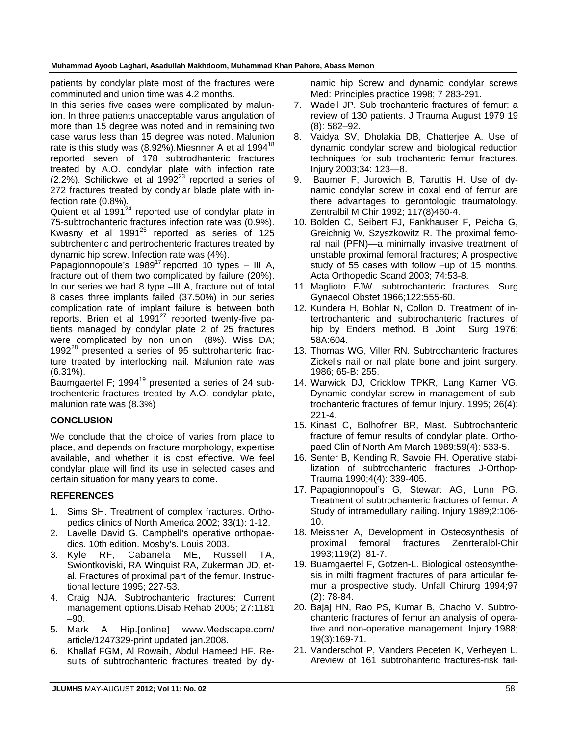patients by condylar plate most of the fractures were comminuted and union time was 4.2 months.

In this series five cases were complicated by malunion. In three patients unacceptable varus angulation of more than 15 degree was noted and in remaining two case varus less than 15 degree was noted. Malunion rate is this study was (8.92%).Miesnner A et al 1994[18] reported seven of 178 subtrodhanteric fractures treated by A.O. condylar plate with infection rate (2.2%). Schilickwel et al 1992[23] reported a series of 272 fractures treated by condylar blade plate with infection rate (0.8%).

Quient et al 1991[24] reported use of condylar plate in 75-subtrochanteric fractures infection rate was (0.9%). Kwasny et al 1991[25] reported as series of 125 subtrchenteric and pertrochenteric fractures treated by dynamic hip screw. Infection rate was (4%).

Papagionnopoule's 1989[17] reported 10 types – III A, fracture out of them two complicated by failure (20%). In our series we had 8 type –III A, fracture out of total 8 cases three implants failed (37.50%) in our series complication rate of implant failure is between both reports. Brien et al 1991[27] reported twenty-five patients managed by condylar plate 2 of 25 fractures were complicated by non union (8%). Wiss DA; 1992[28] presented a series of 95 subtrohanteric fracture treated by interlocking nail. Malunion rate was (6.31%).

Baumgaertel F; 1994[19] presented a series of 24 subtrochenteric fractures treated by A.O. condylar plate, malunion rate was (8.3%)

## CONCLUSION

We conclude that the choice of varies from place to place, and depends on fracture morphology, expertise available, and whether it is cost effective. We feel condylar plate will find its use in selected cases and certain situation for many years to come.

## REFERENCES

1. Sims SH. Treatment of complex fractures. Orthopedics clinics of North America 2002; 33(1): 1-12.
2. Lavelle David G. Campbell's operative orthopaedics. 10th edition. Mosby's. Louis 2003.
3. Kyle RF, Cabanela ME, Russell TA, Swiontkoviski, RA Winquist RA, Zukerman JD, et-al. Fractures of proximal part of the femur. Instructional lecture 1995; 227-53.
4. Craig NJA. Subtrochanteric fractures: Current management options.Disab Rehab 2005; 27:1181–90.
5. Mark A Hip.[online] www.Medscape.com/article/1247329-print updated jan.2008.
6. Khallaf FGM, Al Rowaih, Abdul Hameed HF. Results of subtrochanteric fractures treated by dynamic hip Screw and dynamic condylar screws Med: Principles practice 1998; 7 283-291.
7. Wadell JP. Sub trochanteric fractures of femur: a review of 130 patients. J Trauma August 1979 19 (8): 582–92.
8. Vaidya SV, Dholakia DB, Chatterjee A. Use of dynamic condylar screw and biological reduction techniques for sub trochanteric femur fractures. Injury 2003;34: 123—8.
9. Baumer F, Jurowich B, Taruttis H. Use of dynamic condylar screw in coxal end of femur are there advantages to gerontologic traumatology. Zentralbil M Chir 1992; 117(8)460-4.
10. Bolden C, Seibert FJ, Fankhauser F, Peicha G, Greichnig W, Szyszkowitz R. The proximal femoral nail (PFN)—a minimally invasive treatment of unstable proximal femoral fractures; A prospective study of 55 cases with follow –up of 15 months. Acta Orthopedic Scand 2003; 74:53-8.
11. Maglioto FJW. subtrochanteric fractures. Surg Gynaecol Obstet 1966;122:555-60.
12. Kundera H, Bohlar N, Collon D. Treatment of intertrochanteric and subtrochanteric fractures of hip by Enders method. B Joint Surg 1976; 58A:604.
13. Thomas WG, Viller RN. Subtrochanteric fractures Zickel's nail or nail plate bone and joint surgery. 1986; 65-B: 255.
14. Warwick DJ, Cricklow TPKR, Lang Kamer VG. Dynamic condylar screw in management of subtrochanteric fractures of femur Injury. 1995; 26(4): 221-4.
15. Kinast C, Bolhofner BR, Mast. Subtrochanteric fracture of femur results of condylar plate. Orthopaed Clin of North Am March 1989;59(4): 533-5.
16. Senter B, Kending R, Savoie FH. Operative stabilization of subtrochanteric fractures J-Orthop-Trauma 1990;4(4): 339-405.
17. Papagionnopoul's G, Stewart AG, Lunn PG. Treatment of subtrochanteric fractures of femur. A Study of intramedullary nailing. Injury 1989;2:106-10.
18. Meissner A, Development in Osteosynthesis of proximal femoral fractures Zenrteralbl-Chir 1993;119(2): 81-7.
19. Buamgaertel F, Gotzen-L. Biological osteosynthesis in milti fragment fractures of para articular femur a prospective study. Unfall Chirurg 1994;97 (2): 78-84.
20. Bajaj HN, Rao PS, Kumar B, Chacho V. Subtrochanteric fractures of femur an analysis of operative and non-operative management. Injury 1988; 19(3):169-71.
21. Vanderschot P, Vanders Peceten K, Verheyen L. Areview of 161 subtrohanteric fractures-risk fail-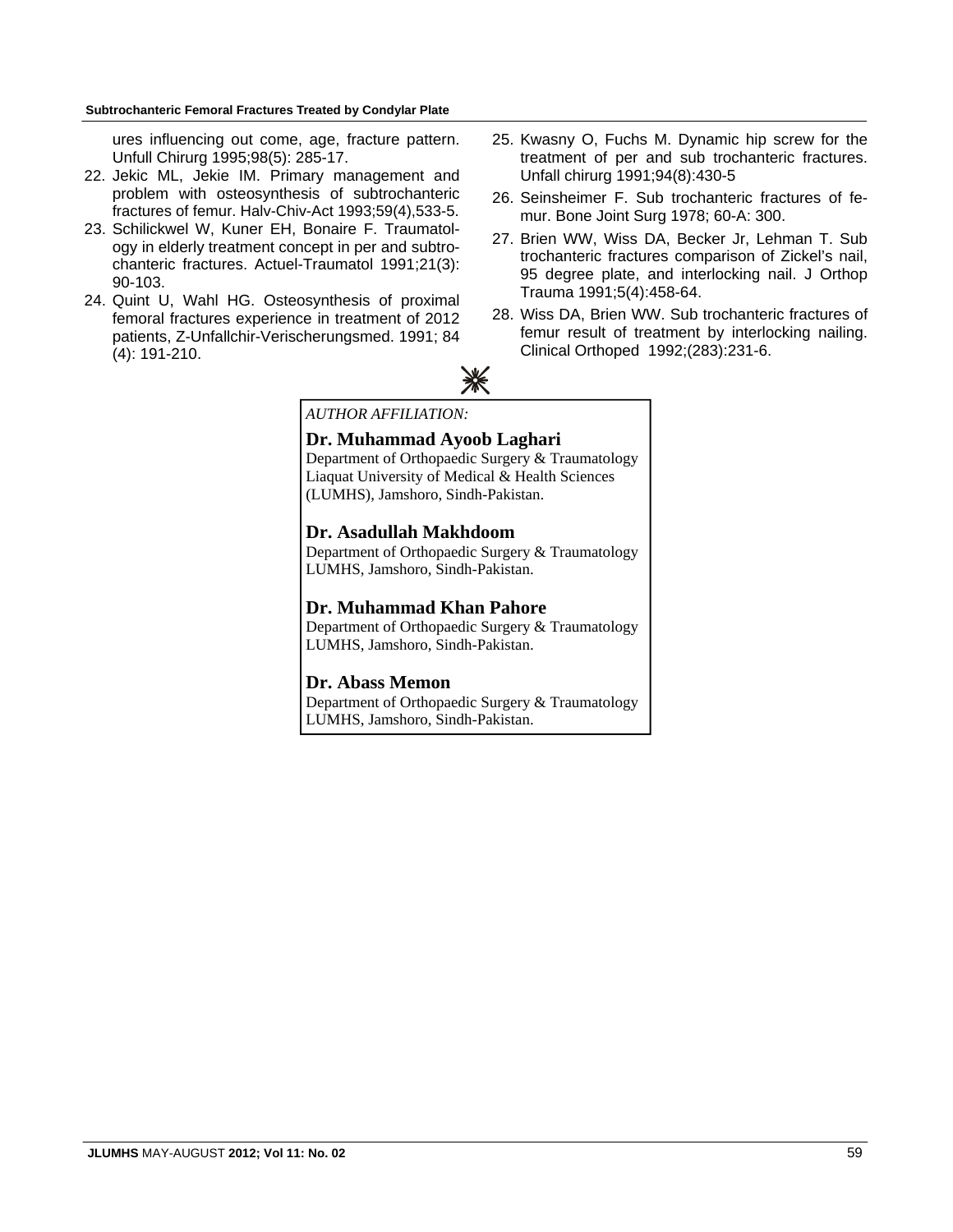ures influencing out come, age, fracture pattern. Unfull Chirurg 1995;98(5): 285-17.

22. Jekic ML, Jekie IM. Primary management and problem with osteosynthesis of subtrochanteric fractures of femur. Halv-Chiv-Act 1993;59(4),533-5.
23. Schilickwel W, Kuner EH, Bonaire F. Traumatology in elderly treatment concept in per and subtrochanteric fractures. Actuel-Traumatol 1991;21(3): 90-103.
24. Quint U, Wahl HG. Osteosynthesis of proximal femoral fractures experience in treatment of 2012 patients, Z-Unfallchir-Verischerungsmed. 1991; 84 (4): 191-210.
25. Kwasny O, Fuchs M. Dynamic hip screw for the treatment of per and sub trochanteric fractures. Unfall chirurg 1991;94(8):430-5
26. Seinsheimer F. Sub trochanteric fractures of femur. Bone Joint Surg 1978; 60-A: 300.
27. Brien WW, Wiss DA, Becker Jr, Lehman T. Sub trochanteric fractures comparison of Zickel's nail, 95 degree plate, and interlocking nail. J Orthop Trauma 1991;5(4):458-64.
28. Wiss DA, Brien WW. Sub trochanteric fractures of femur result of treatment by interlocking nailing. Clinical Orthoped 1992;(283):231-6.

*AUTHOR AFFILIATION:*

**Dr. Muhammad Ayoob Laghari**
Department of Orthopaedic Surgery & Traumatology
Liaquat University of Medical & Health Sciences (LUMHS), Jamshoro, Sindh-Pakistan.

**Dr. Asadullah Makhdoom**
Department of Orthopaedic Surgery & Traumatology
LUMHS, Jamshoro, Sindh-Pakistan.

**Dr. Muhammad Khan Pahore**
Department of Orthopaedic Surgery & Traumatology
LUMHS, Jamshoro, Sindh-Pakistan.

**Dr. Abass Memon**
Department of Orthopaedic Surgery & Traumatology
LUMHS, Jamshoro, Sindh-Pakistan.